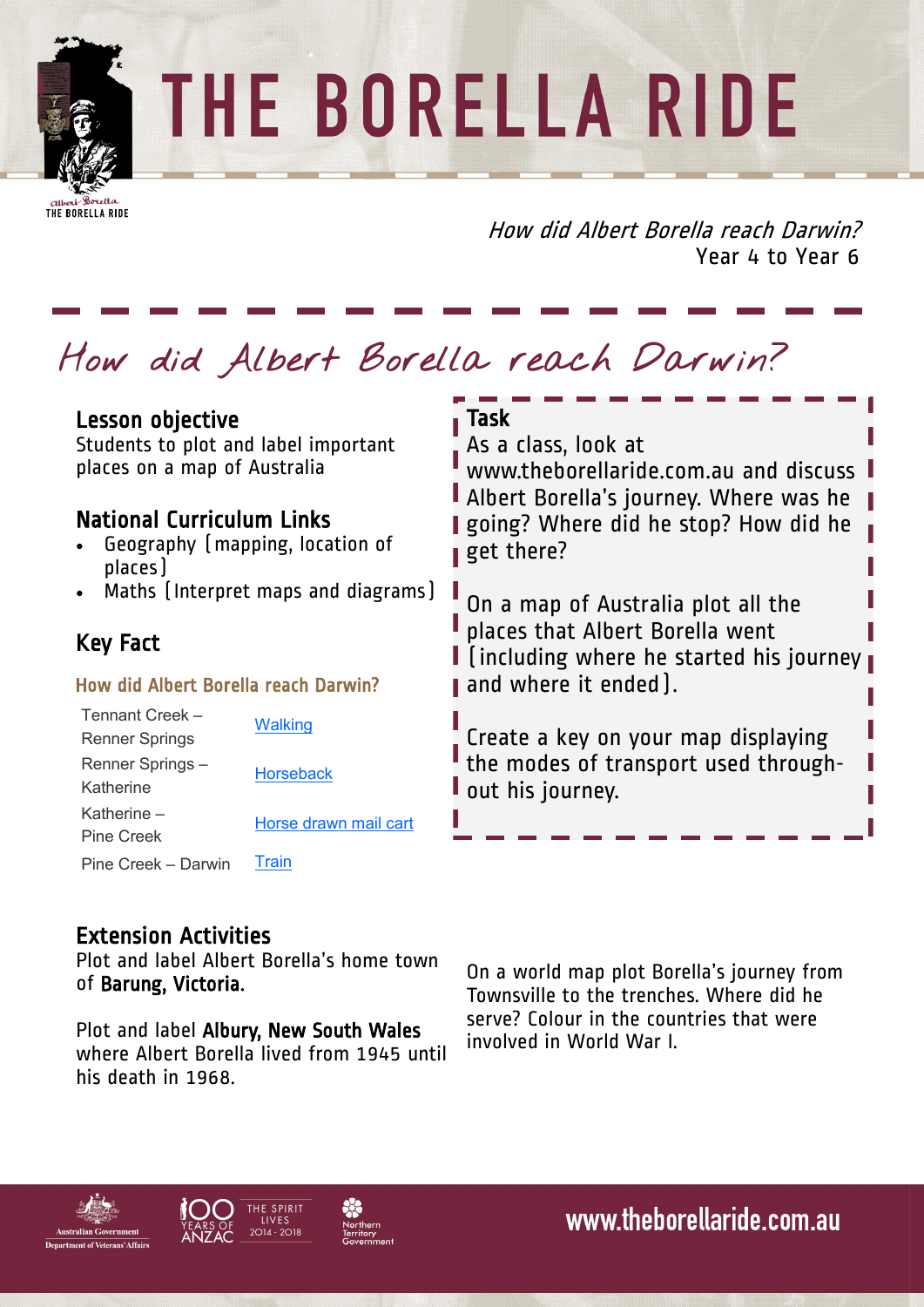# THE BORELLA RIDE

*How did Albert Borella reach Darwin?*
Year 4 to Year 6

## How did Albert Borella reach Darwin?

### Lesson objective

Students to plot and label important places on a map of Australia

### National Curriculum Links

- Geography (mapping, location of places)
- Maths (Interpret maps and diagrams)

### Key Fact

#### How did Albert Borella reach Darwin?

| | |
|---|---|
| Tennant Creek – Renner Springs | Walking |
| Renner Springs – Katherine | Horseback |
| Katherine – Pine Creek | Horse drawn mail cart |
| Pine Creek – Darwin | Train |

### Task

As a class, look at www.theborellaride.com.au and discuss Albert Borella's journey. Where was he going? Where did he stop? How did he get there?

On a map of Australia plot all the places that Albert Borella went (including where he started his journey and where it ended).

Create a key on your map displaying the modes of transport used throughout his journey.

### Extension Activities

Plot and label Albert Borella's home town of **Barung, Victoria.**

Plot and label **Albury, New South Wales** where Albert Borella lived from 1945 until his death in 1968.

On a world map plot Borella's journey from Townsville to the trenches. Where did he serve? Colour in the countries that were involved in World War I.

www.theborellaride.com.au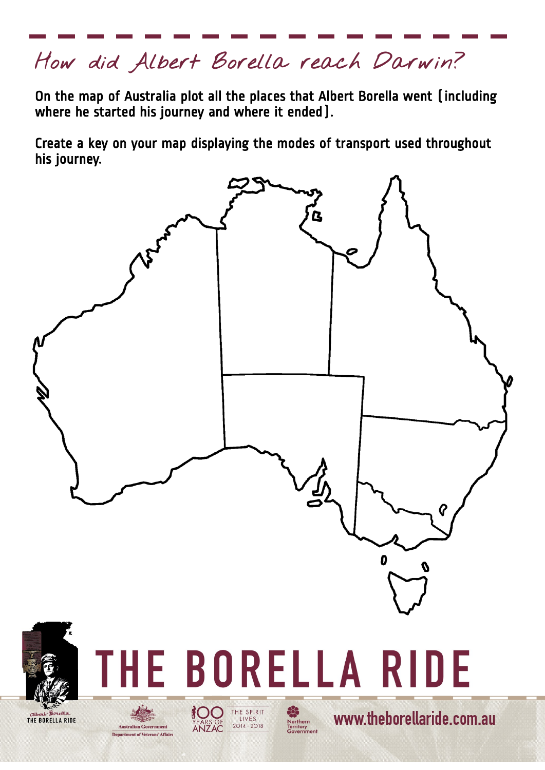# How did Albert Borella reach Darwin?

On the map of Australia plot all the places that Albert Borella went (including where he started his journey and where it ended).

Create a key on your map displaying the modes of transport used throughout his journey.

THE BORELLA RIDE

www.theborellaride.com.au